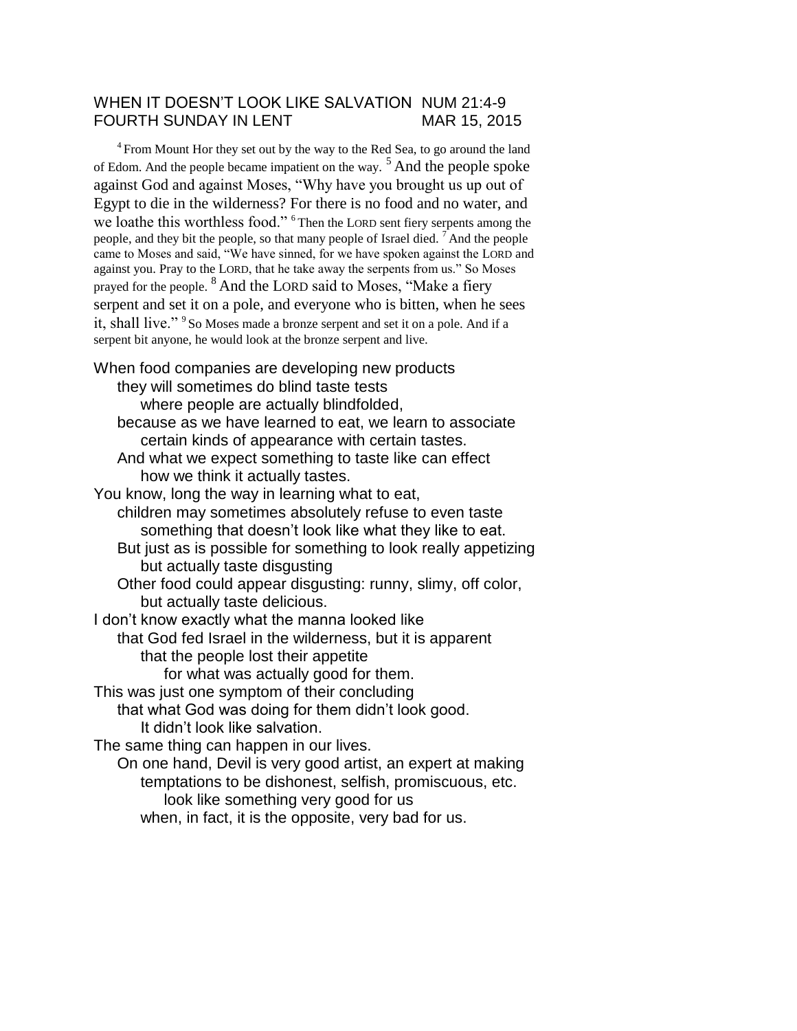# WHEN IT DOESN'T LOOK LIKE SALVATION NUM 21:4-9
## FOURTH SUNDAY IN LENT MAR 15, 2015

[4] From Mount Hor they set out by the way to the Red Sea, to go around the land of Edom. And the people became impatient on the way. [5] And the people spoke against God and against Moses, "Why have you brought us up out of Egypt to die in the wilderness? For there is no food and no water, and we loathe this worthless food." [6] Then the LORD sent fiery serpents among the people, and they bit the people, so that many people of Israel died. [7] And the people came to Moses and said, "We have sinned, for we have spoken against the LORD and against you. Pray to the LORD, that he take away the serpents from us." So Moses prayed for the people. [8] And the LORD said to Moses, "Make a fiery serpent and set it on a pole, and everyone who is bitten, when he sees it, shall live." [9] So Moses made a bronze serpent and set it on a pole. And if a serpent bit anyone, he would look at the bronze serpent and live.

When food companies are developing new products
they will sometimes do blind taste tests
where people are actually blindfolded,
because as we have learned to eat, we learn to associate
certain kinds of appearance with certain tastes.
And what we expect something to taste like can effect
how we think it actually tastes.
You know, long the way in learning what to eat,
children may sometimes absolutely refuse to even taste
something that doesn't look like what they like to eat.
But just as is possible for something to look really appetizing
but actually taste disgusting
Other food could appear disgusting: runny, slimy, off color,
but actually taste delicious.
I don't know exactly what the manna looked like
that God fed Israel in the wilderness, but it is apparent
that the people lost their appetite
for what was actually good for them.
This was just one symptom of their concluding
that what God was doing for them didn't look good.
It didn't look like salvation.
The same thing can happen in our lives.
On one hand, Devil is very good artist, an expert at making
temptations to be dishonest, selfish, promiscuous, etc.
look like something very good for us
when, in fact, it is the opposite, very bad for us.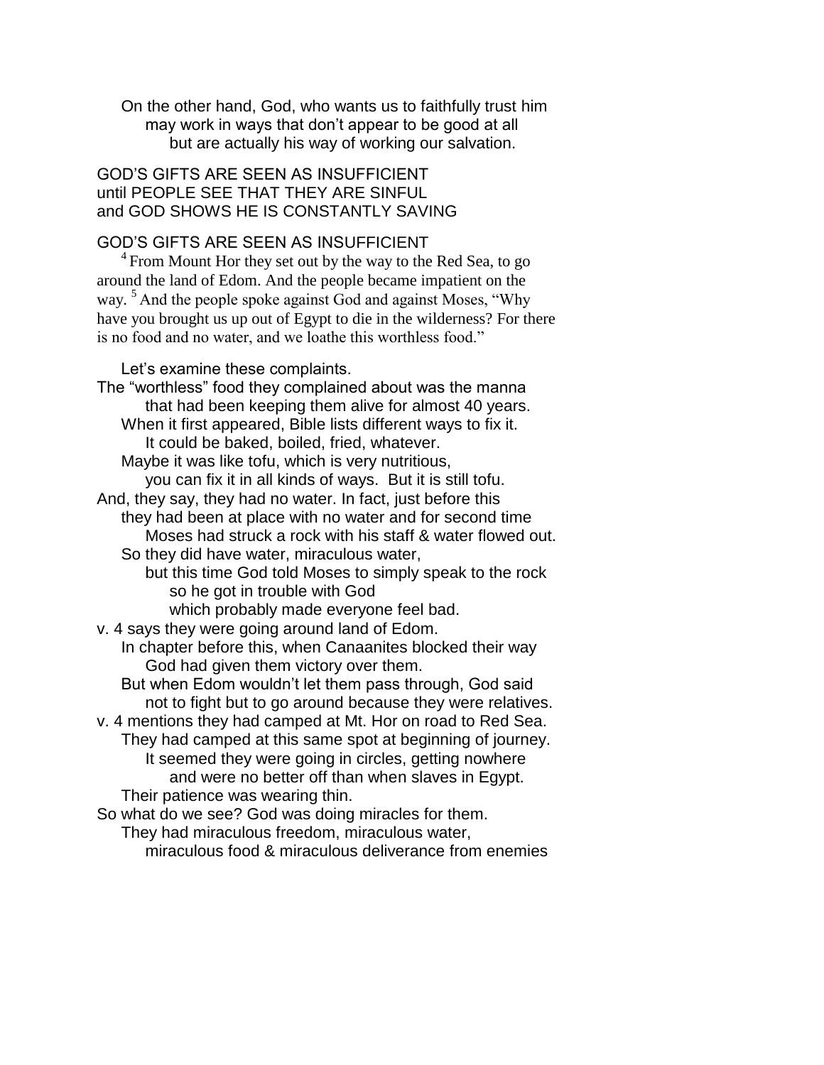On the other hand, God, who wants us to faithfully trust him
may work in ways that don't appear to be good at all
but are actually his way of working our salvation.

GOD'S GIFTS ARE SEEN AS INSUFFICIENT
until PEOPLE SEE THAT THEY ARE SINFUL
and GOD SHOWS HE IS CONSTANTLY SAVING

GOD'S GIFTS ARE SEEN AS INSUFFICIENT

[4] From Mount Hor they set out by the way to the Red Sea, to go around the land of Edom. And the people became impatient on the way. [5] And the people spoke against God and against Moses, "Why have you brought us up out of Egypt to die in the wilderness? For there is no food and no water, and we loathe this worthless food."

Let's examine these complaints.

The "worthless" food they complained about was the manna
that had been keeping them alive for almost 40 years.
When it first appeared, Bible lists different ways to fix it.
It could be baked, boiled, fried, whatever.
Maybe it was like tofu, which is very nutritious,
you can fix it in all kinds of ways. But it is still tofu.

And, they say, they had no water. In fact, just before this
they had been at place with no water and for second time
Moses had struck a rock with his staff & water flowed out.
So they did have water, miraculous water,
but this time God told Moses to simply speak to the rock
so he got in trouble with God
which probably made everyone feel bad.

v. 4 says they were going around land of Edom.
In chapter before this, when Canaanites blocked their way
God had given them victory over them.
But when Edom wouldn't let them pass through, God said
not to fight but to go around because they were relatives.

v. 4 mentions they had camped at Mt. Hor on road to Red Sea.
They had camped at this same spot at beginning of journey.
It seemed they were going in circles, getting nowhere
and were no better off than when slaves in Egypt.
Their patience was wearing thin.

So what do we see? God was doing miracles for them.
They had miraculous freedom, miraculous water,
miraculous food & miraculous deliverance from enemies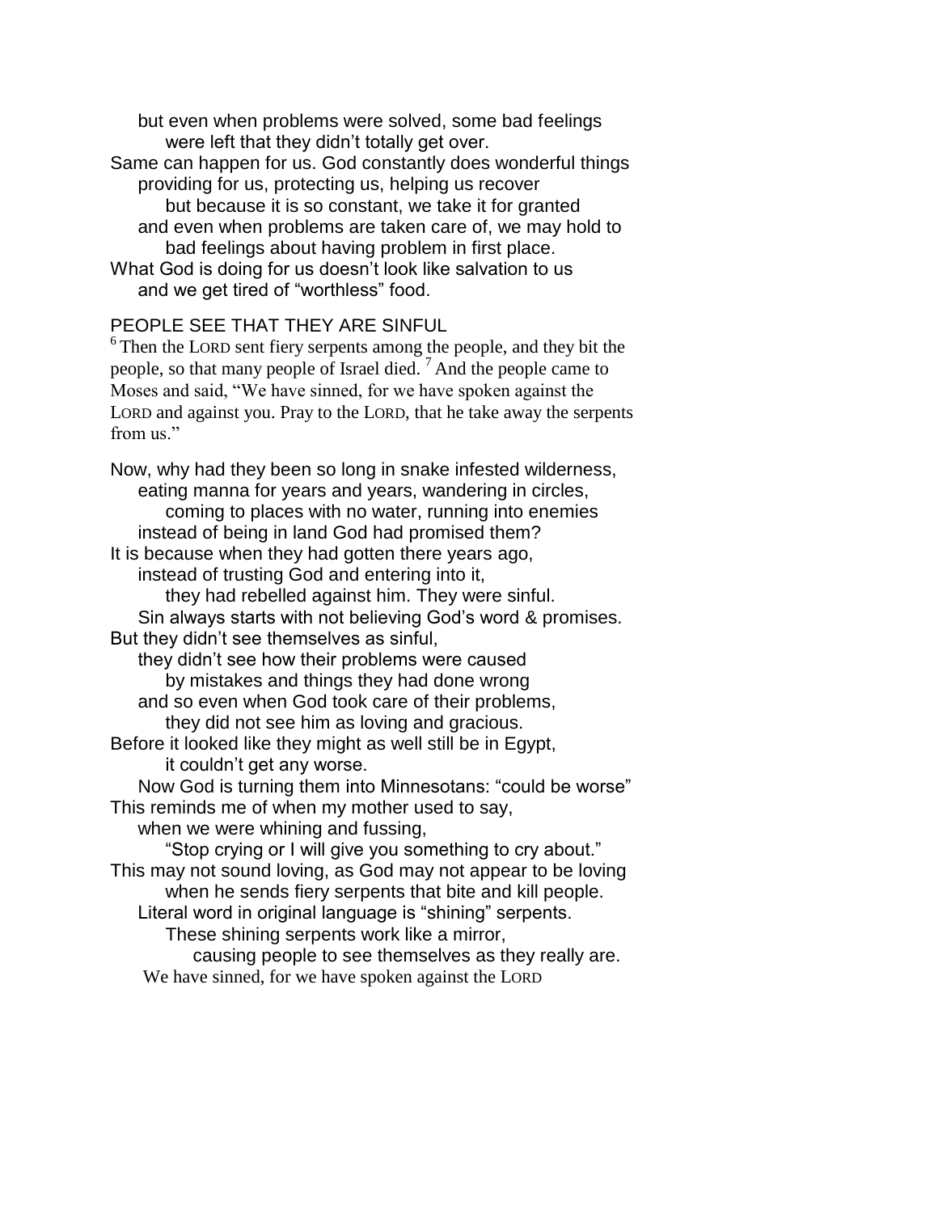but even when problems were solved, some bad feelings
were left that they didn't totally get over.

Same can happen for us. God constantly does wonderful things
providing for us, protecting us, helping us recover
but because it is so constant, we take it for granted
and even when problems are taken care of, we may hold to
bad feelings about having problem in first place.

What God is doing for us doesn't look like salvation to us
and we get tired of "worthless" food.

PEOPLE SEE THAT THEY ARE SINFUL

[6] Then the LORD sent fiery serpents among the people, and they bit the people, so that many people of Israel died. [7] And the people came to Moses and said, "We have sinned, for we have spoken against the LORD and against you. Pray to the LORD, that he take away the serpents from us."

Now, why had they been so long in snake infested wilderness,
eating manna for years and years, wandering in circles,
coming to places with no water, running into enemies
instead of being in land God had promised them?

It is because when they had gotten there years ago,
instead of trusting God and entering into it,
they had rebelled against him. They were sinful.
Sin always starts with not believing God's word & promises.

But they didn't see themselves as sinful,
they didn't see how their problems were caused
by mistakes and things they had done wrong
and so even when God took care of their problems,
they did not see him as loving and gracious.

Before it looked like they might as well still be in Egypt,
it couldn't get any worse.
Now God is turning them into Minnesotans: "could be worse"

This reminds me of when my mother used to say,
when we were whining and fussing,
"Stop crying or I will give you something to cry about."

This may not sound loving, as God may not appear to be loving
when he sends fiery serpents that bite and kill people.
Literal word in original language is "shining" serpents.
These shining serpents work like a mirror,
causing people to see themselves as they really are.

We have sinned, for we have spoken against the LORD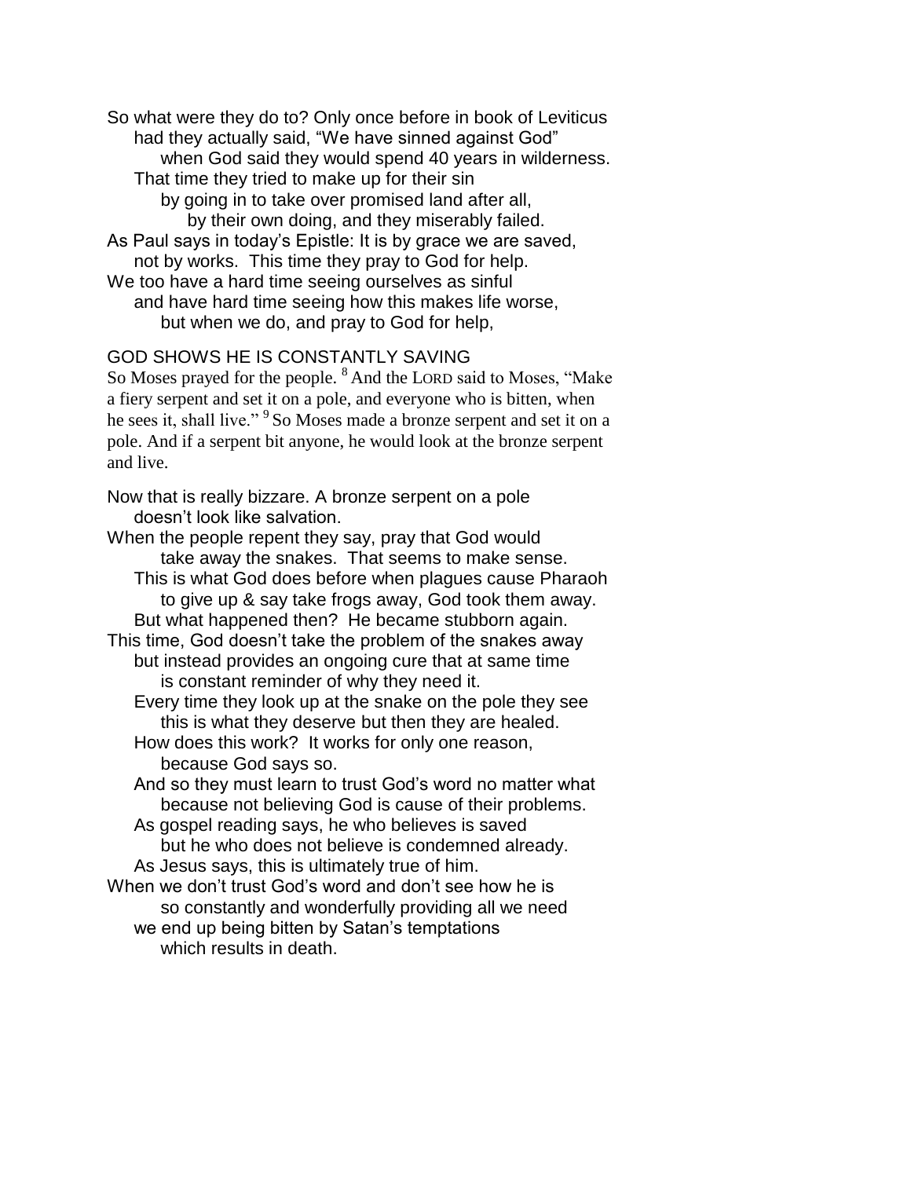So what were they do to? Only once before in book of Leviticus
had they actually said, "We have sinned against God"
when God said they would spend 40 years in wilderness.
That time they tried to make up for their sin
by going in to take over promised land after all,
by their own doing, and they miserably failed.
As Paul says in today's Epistle: It is by grace we are saved,
not by works. This time they pray to God for help.
We too have a hard time seeing ourselves as sinful
and have hard time seeing how this makes life worse,
but when we do, and pray to God for help,

GOD SHOWS HE IS CONSTANTLY SAVING

So Moses prayed for the people. [8] And the LORD said to Moses, "Make a fiery serpent and set it on a pole, and everyone who is bitten, when he sees it, shall live." [9] So Moses made a bronze serpent and set it on a pole. And if a serpent bit anyone, he would look at the bronze serpent and live.

Now that is really bizzare. A bronze serpent on a pole
doesn't look like salvation.
When the people repent they say, pray that God would
take away the snakes. That seems to make sense.
This is what God does before when plagues cause Pharaoh
to give up & say take frogs away, God took them away.
But what happened then? He became stubborn again.
This time, God doesn't take the problem of the snakes away
but instead provides an ongoing cure that at same time
is constant reminder of why they need it.
Every time they look up at the snake on the pole they see
this is what they deserve but then they are healed.
How does this work? It works for only one reason,
because God says so.
And so they must learn to trust God's word no matter what
because not believing God is cause of their problems.
As gospel reading says, he who believes is saved
but he who does not believe is condemned already.
As Jesus says, this is ultimately true of him.
When we don't trust God's word and don't see how he is
so constantly and wonderfully providing all we need
we end up being bitten by Satan's temptations
which results in death.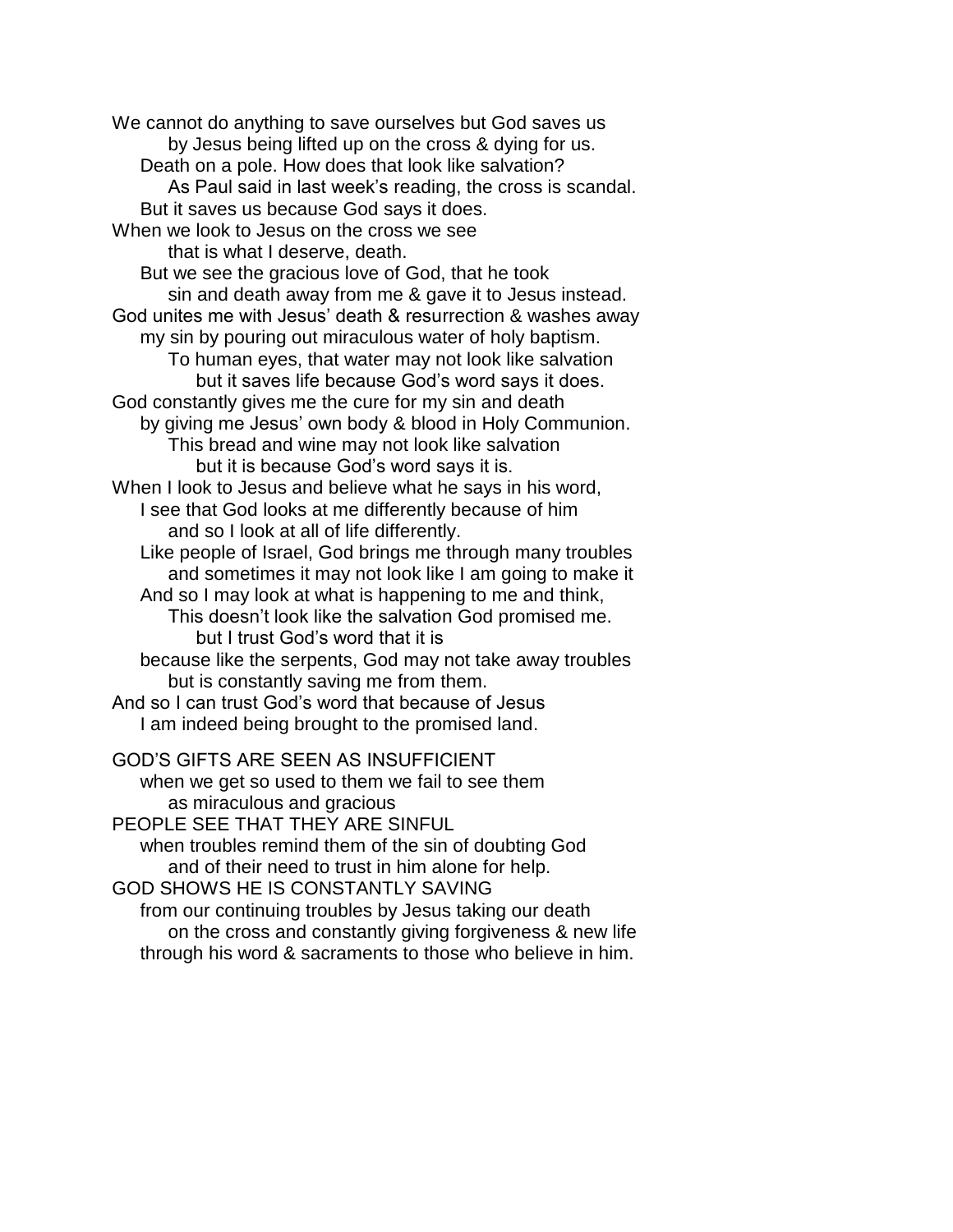We cannot do anything to save ourselves but God saves us
by Jesus being lifted up on the cross & dying for us.
Death on a pole. How does that look like salvation?
As Paul said in last week's reading, the cross is scandal.
But it saves us because God says it does.
When we look to Jesus on the cross we see
that is what I deserve, death.
But we see the gracious love of God, that he took
sin and death away from me & gave it to Jesus instead.
God unites me with Jesus' death & resurrection & washes away
my sin by pouring out miraculous water of holy baptism.
To human eyes, that water may not look like salvation
but it saves life because God's word says it does.
God constantly gives me the cure for my sin and death
by giving me Jesus' own body & blood in Holy Communion.
This bread and wine may not look like salvation
but it is because God's word says it is.
When I look to Jesus and believe what he says in his word,
I see that God looks at me differently because of him
and so I look at all of life differently.
Like people of Israel, God brings me through many troubles
and sometimes it may not look like I am going to make it
And so I may look at what is happening to me and think,
This doesn't look like the salvation God promised me.
but I trust God's word that it is
because like the serpents, God may not take away troubles
but is constantly saving me from them.
And so I can trust God's word that because of Jesus
I am indeed being brought to the promised land.

GOD'S GIFTS ARE SEEN AS INSUFFICIENT
when we get so used to them we fail to see them
as miraculous and gracious
PEOPLE SEE THAT THEY ARE SINFUL
when troubles remind them of the sin of doubting God
and of their need to trust in him alone for help.
GOD SHOWS HE IS CONSTANTLY SAVING
from our continuing troubles by Jesus taking our death
on the cross and constantly giving forgiveness & new life
through his word & sacraments to those who believe in him.